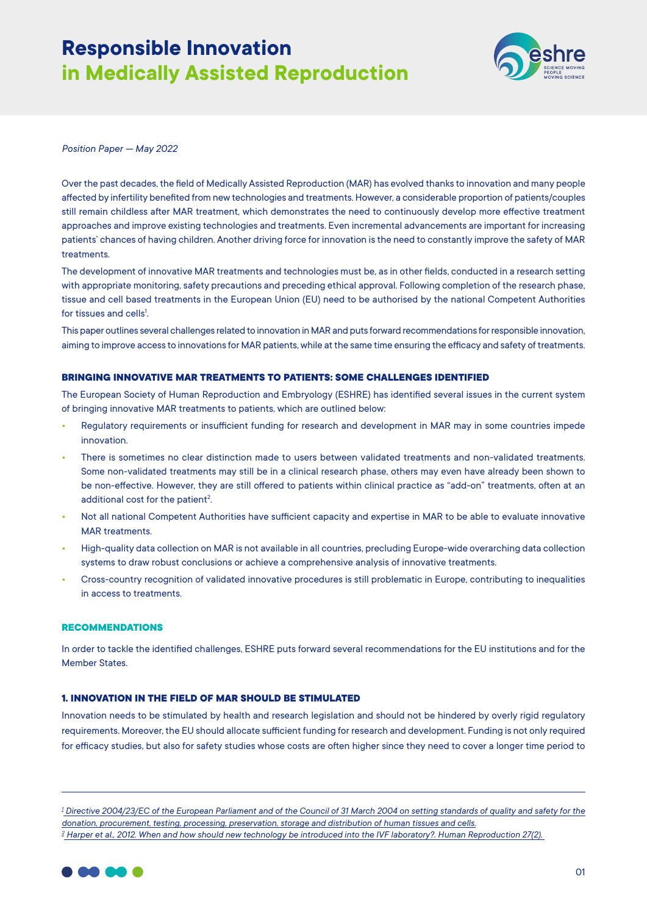# Responsible Innovation in Medically Assisted Reproduction

*Position Paper — May 2022*

Over the past decades, the field of Medically Assisted Reproduction (MAR) has evolved thanks to innovation and many people affected by infertility benefited from new technologies and treatments. However, a considerable proportion of patients/couples still remain childless after MAR treatment, which demonstrates the need to continuously develop more effective treatment approaches and improve existing technologies and treatments. Even incremental advancements are important for increasing patients' chances of having children. Another driving force for innovation is the need to constantly improve the safety of MAR treatments.

The development of innovative MAR treatments and technologies must be, as in other fields, conducted in a research setting with appropriate monitoring, safety precautions and preceding ethical approval. Following completion of the research phase, tissue and cell based treatments in the European Union (EU) need to be authorised by the national Competent Authorities for tissues and cells[1].

This paper outlines several challenges related to innovation in MAR and puts forward recommendations for responsible innovation, aiming to improve access to innovations for MAR patients, while at the same time ensuring the efficacy and safety of treatments.

## BRINGING INNOVATIVE MAR TREATMENTS TO PATIENTS: SOME CHALLENGES IDENTIFIED

The European Society of Human Reproduction and Embryology (ESHRE) has identified several issues in the current system of bringing innovative MAR treatments to patients, which are outlined below:

- Regulatory requirements or insufficient funding for research and development in MAR may in some countries impede innovation.
- There is sometimes no clear distinction made to users between validated treatments and non-validated treatments. Some non-validated treatments may still be in a clinical research phase, others may even have already been shown to be non-effective. However, they are still offered to patients within clinical practice as "add-on" treatments, often at an additional cost for the patient[2].
- Not all national Competent Authorities have sufficient capacity and expertise in MAR to be able to evaluate innovative MAR treatments.
- High-quality data collection on MAR is not available in all countries, precluding Europe-wide overarching data collection systems to draw robust conclusions or achieve a comprehensive analysis of innovative treatments.
- Cross-country recognition of validated innovative procedures is still problematic in Europe, contributing to inequalities in access to treatments.

## RECOMMENDATIONS

In order to tackle the identified challenges, ESHRE puts forward several recommendations for the EU institutions and for the Member States.

### 1. INNOVATION IN THE FIELD OF MAR SHOULD BE STIMULATED

Innovation needs to be stimulated by health and research legislation and should not be hindered by overly rigid regulatory requirements. Moreover, the EU should allocate sufficient funding for research and development. Funding is not only required for efficacy studies, but also for safety studies whose costs are often higher since they need to cover a longer time period to

---

[1] *Directive 2004/23/EC of the European Parliament and of the Council of 31 March 2004 on setting standards of quality and safety for the donation, procurement, testing, processing, preservation, storage and distribution of human tissues and cells.*

[2] *Harper et al., 2012. When and how should new technology be introduced into the IVF laboratory?. Human Reproduction 27(2).*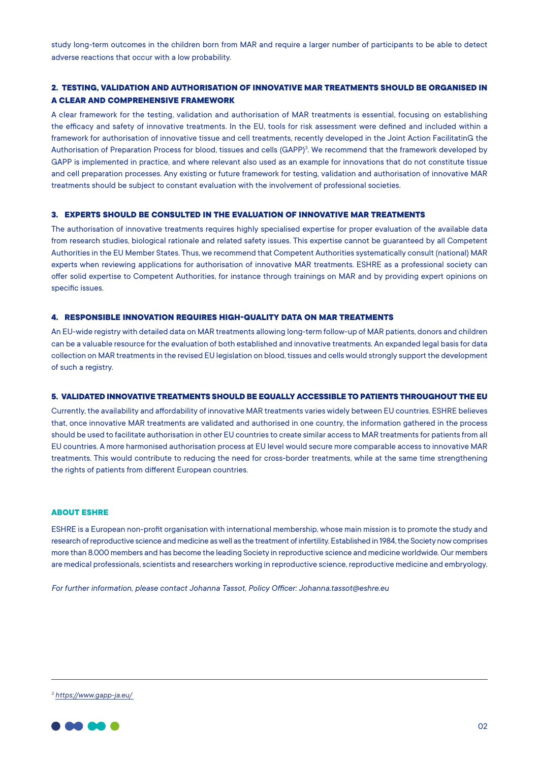study long-term outcomes in the children born from MAR and require a larger number of participants to be able to detect adverse reactions that occur with a low probability.

## 2. TESTING, VALIDATION AND AUTHORISATION OF INNOVATIVE MAR TREATMENTS SHOULD BE ORGANISED IN A CLEAR AND COMPREHENSIVE FRAMEWORK

A clear framework for the testing, validation and authorisation of MAR treatments is essential, focusing on establishing the efficacy and safety of innovative treatments. In the EU, tools for risk assessment were defined and included within a framework for authorisation of innovative tissue and cell treatments, recently developed in the Joint Action FacilitatinG the Authorisation of Preparation Process for blood, tissues and cells (GAPP)[3]. We recommend that the framework developed by GAPP is implemented in practice, and where relevant also used as an example for innovations that do not constitute tissue and cell preparation processes. Any existing or future framework for testing, validation and authorisation of innovative MAR treatments should be subject to constant evaluation with the involvement of professional societies.

## 3. EXPERTS SHOULD BE CONSULTED IN THE EVALUATION OF INNOVATIVE MAR TREATMENTS

The authorisation of innovative treatments requires highly specialised expertise for proper evaluation of the available data from research studies, biological rationale and related safety issues. This expertise cannot be guaranteed by all Competent Authorities in the EU Member States. Thus, we recommend that Competent Authorities systematically consult (national) MAR experts when reviewing applications for authorisation of innovative MAR treatments. ESHRE as a professional society can offer solid expertise to Competent Authorities, for instance through trainings on MAR and by providing expert opinions on specific issues.

## 4. RESPONSIBLE INNOVATION REQUIRES HIGH-QUALITY DATA ON MAR TREATMENTS

An EU-wide registry with detailed data on MAR treatments allowing long-term follow-up of MAR patients, donors and children can be a valuable resource for the evaluation of both established and innovative treatments. An expanded legal basis for data collection on MAR treatments in the revised EU legislation on blood, tissues and cells would strongly support the development of such a registry.

## 5. VALIDATED INNOVATIVE TREATMENTS SHOULD BE EQUALLY ACCESSIBLE TO PATIENTS THROUGHOUT THE EU

Currently, the availability and affordability of innovative MAR treatments varies widely between EU countries. ESHRE believes that, once innovative MAR treatments are validated and authorised in one country, the information gathered in the process should be used to facilitate authorisation in other EU countries to create similar access to MAR treatments for patients from all EU countries. A more harmonised authorisation process at EU level would secure more comparable access to innovative MAR treatments. This would contribute to reducing the need for cross-border treatments, while at the same time strengthening the rights of patients from different European countries.

## ABOUT ESHRE

ESHRE is a European non-profit organisation with international membership, whose main mission is to promote the study and research of reproductive science and medicine as well as the treatment of infertility. Established in 1984, the Society now comprises more than 8.000 members and has become the leading Society in reproductive science and medicine worldwide. Our members are medical professionals, scientists and researchers working in reproductive science, reproductive medicine and embryology.

*For further information, please contact Johanna Tassot, Policy Officer: Johanna.tassot@eshre.eu*

---

[3] https://www.gapp-ja.eu/